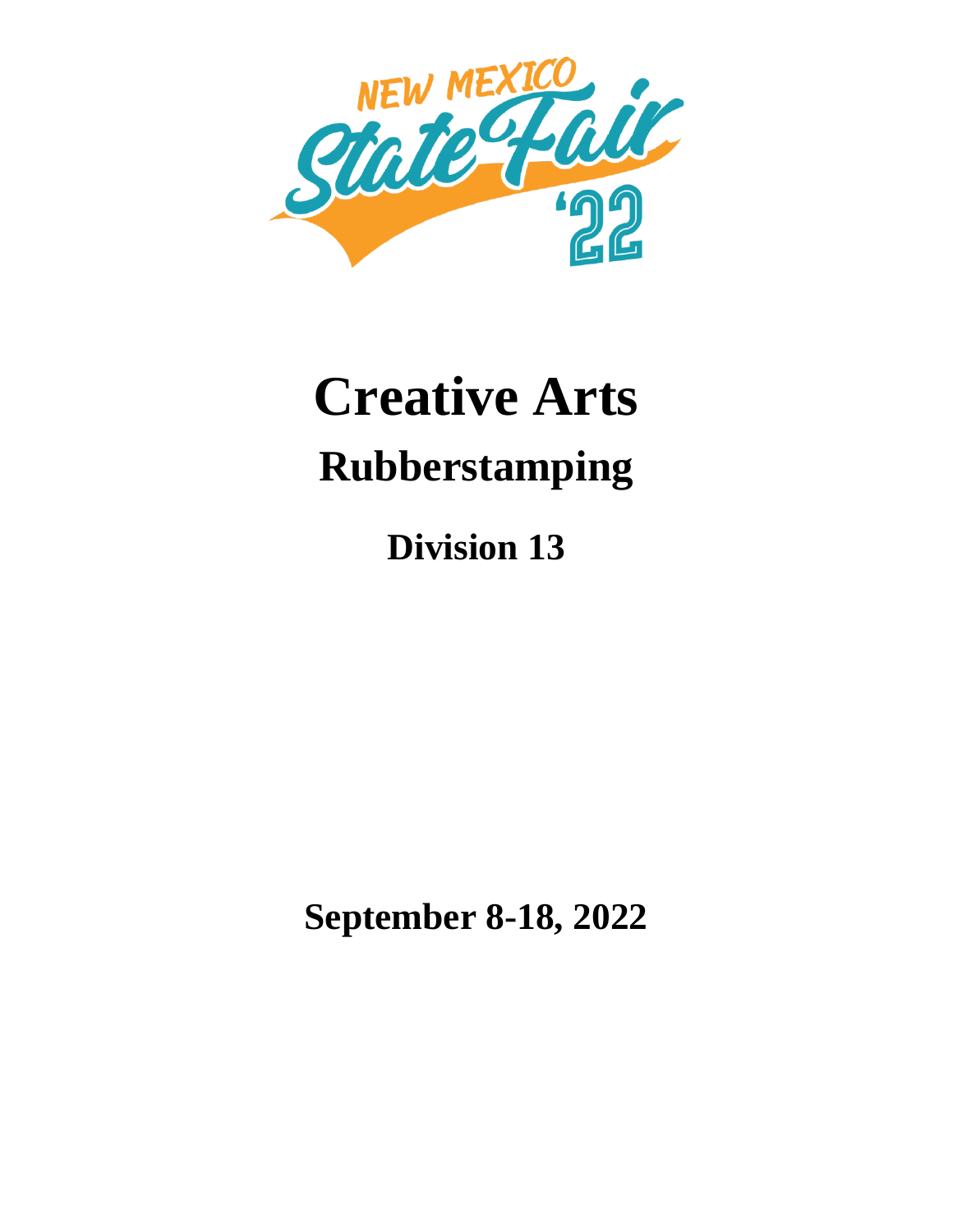NEW MEXICO State Fair '22

# Creative Arts

## Rubberstamping

### Division 13

**September 8-18, 2022**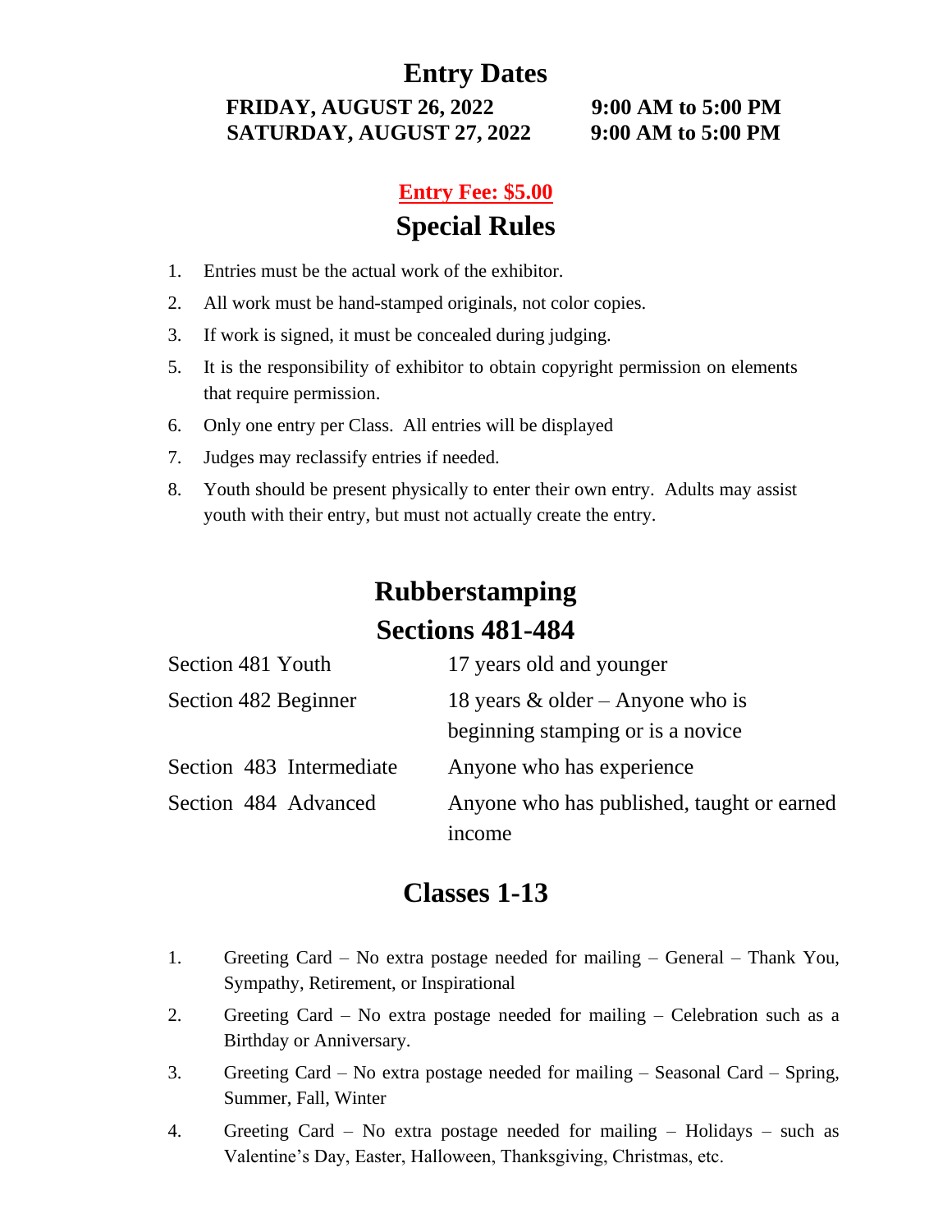# Entry Dates

**FRIDAY, AUGUST 26, 2022 9:00 AM to 5:00 PM**
**SATURDAY, AUGUST 27, 2022 9:00 AM to 5:00 PM**

**Entry Fee: $5.00**

## Special Rules

1. Entries must be the actual work of the exhibitor.
2. All work must be hand-stamped originals, not color copies.
3. If work is signed, it must be concealed during judging.
5. It is the responsibility of exhibitor to obtain copyright permission on elements that require permission.
6. Only one entry per Class. All entries will be displayed
7. Judges may reclassify entries if needed.
8. Youth should be present physically to enter their own entry. Adults may assist youth with their entry, but must not actually create the entry.

## Rubberstamping
## Sections 481-484

| | |
|---|---|
| Section 481 Youth | 17 years old and younger |
| Section 482 Beginner | 18 years & older – Anyone who is beginning stamping or is a novice |
| Section 483 Intermediate | Anyone who has experience |
| Section 484 Advanced | Anyone who has published, taught or earned income |

## Classes 1-13

1. Greeting Card – No extra postage needed for mailing – General – Thank You, Sympathy, Retirement, or Inspirational
2. Greeting Card – No extra postage needed for mailing – Celebration such as a Birthday or Anniversary.
3. Greeting Card – No extra postage needed for mailing – Seasonal Card – Spring, Summer, Fall, Winter
4. Greeting Card – No extra postage needed for mailing – Holidays – such as Valentine's Day, Easter, Halloween, Thanksgiving, Christmas, etc.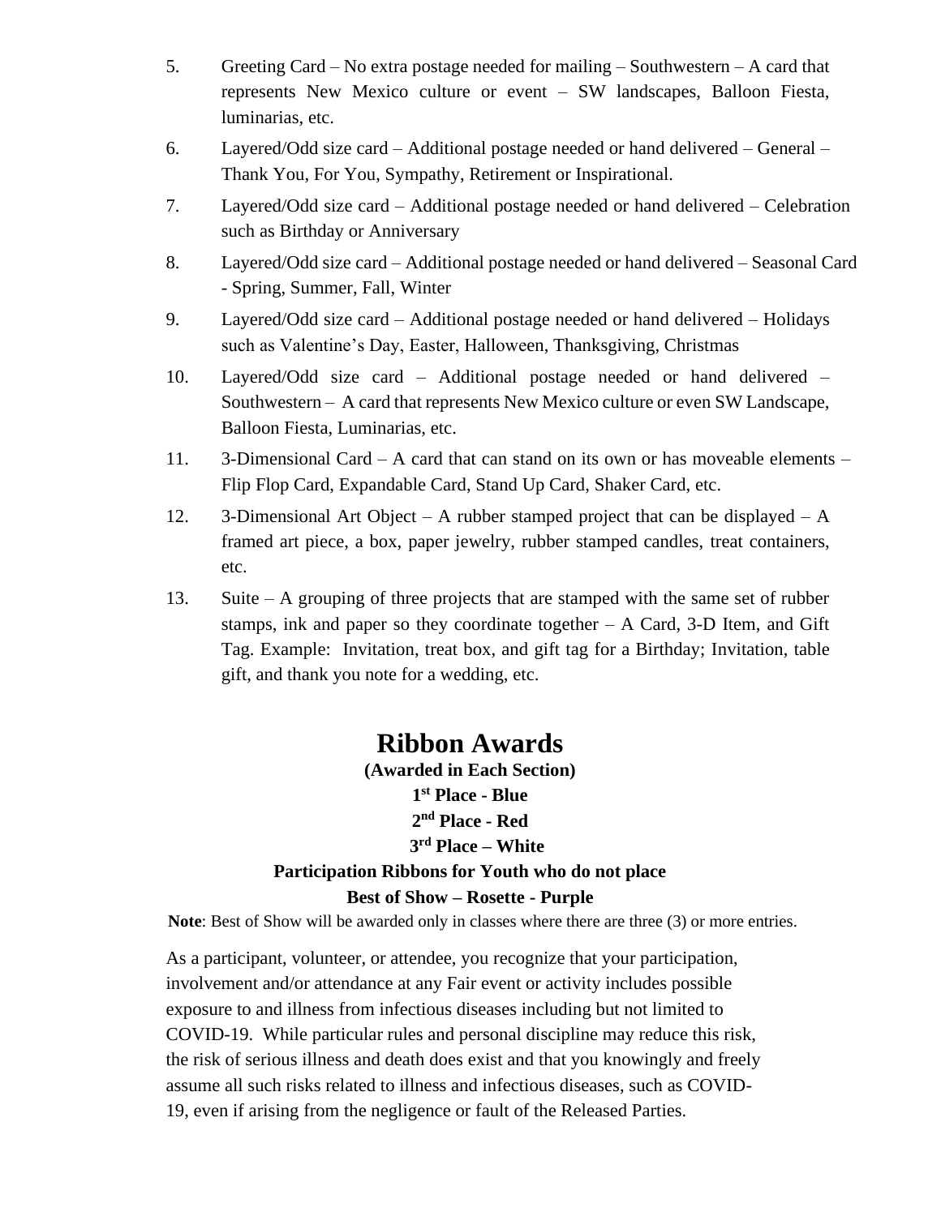5. Greeting Card – No extra postage needed for mailing – Southwestern – A card that represents New Mexico culture or event – SW landscapes, Balloon Fiesta, luminarias, etc.
6. Layered/Odd size card – Additional postage needed or hand delivered – General – Thank You, For You, Sympathy, Retirement or Inspirational.
7. Layered/Odd size card – Additional postage needed or hand delivered – Celebration such as Birthday or Anniversary
8. Layered/Odd size card – Additional postage needed or hand delivered – Seasonal Card - Spring, Summer, Fall, Winter
9. Layered/Odd size card – Additional postage needed or hand delivered – Holidays such as Valentine's Day, Easter, Halloween, Thanksgiving, Christmas
10. Layered/Odd size card – Additional postage needed or hand delivered – Southwestern – A card that represents New Mexico culture or even SW Landscape, Balloon Fiesta, Luminarias, etc.
11. 3-Dimensional Card – A card that can stand on its own or has moveable elements – Flip Flop Card, Expandable Card, Stand Up Card, Shaker Card, etc.
12. 3-Dimensional Art Object – A rubber stamped project that can be displayed – A framed art piece, a box, paper jewelry, rubber stamped candles, treat containers, etc.
13. Suite – A grouping of three projects that are stamped with the same set of rubber stamps, ink and paper so they coordinate together – A Card, 3-D Item, and Gift Tag. Example: Invitation, treat box, and gift tag for a Birthday; Invitation, table gift, and thank you note for a wedding, etc.

# Ribbon Awards

**(Awarded in Each Section)**

**1st Place - Blue**

**2nd Place - Red**

**3rd Place – White**

**Participation Ribbons for Youth who do not place**

**Best of Show – Rosette - Purple**

**Note**: Best of Show will be awarded only in classes where there are three (3) or more entries.

As a participant, volunteer, or attendee, you recognize that your participation, involvement and/or attendance at any Fair event or activity includes possible exposure to and illness from infectious diseases including but not limited to COVID-19. While particular rules and personal discipline may reduce this risk, the risk of serious illness and death does exist and that you knowingly and freely assume all such risks related to illness and infectious diseases, such as COVID-19, even if arising from the negligence or fault of the Released Parties.